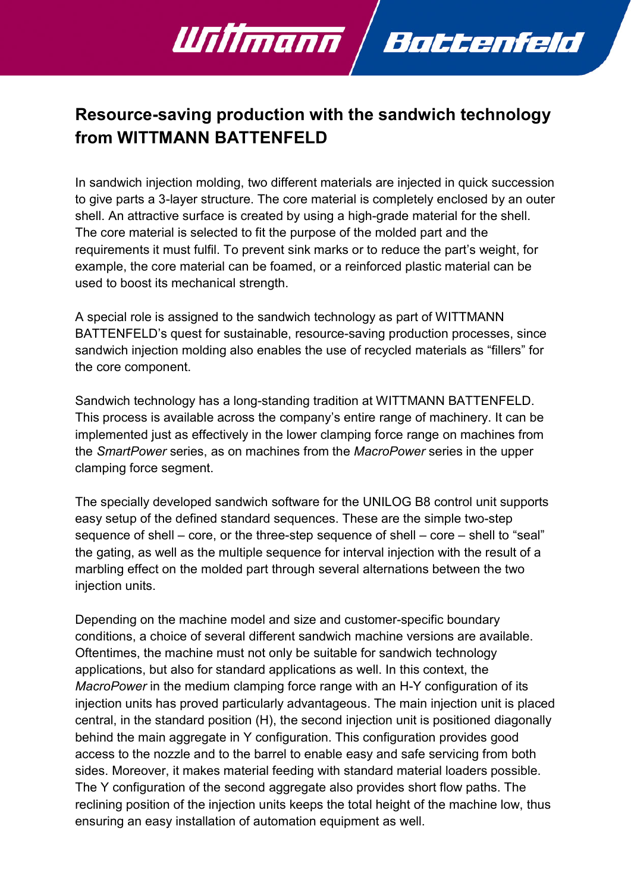# Resource-saving production with the sandwich technology from WITTMANN BATTENFELD

In sandwich injection molding, two different materials are injected in quick succession to give parts a 3-layer structure. The core material is completely enclosed by an outer shell. An attractive surface is created by using a high-grade material for the shell. The core material is selected to fit the purpose of the molded part and the requirements it must fulfil. To prevent sink marks or to reduce the part's weight, for example, the core material can be foamed, or a reinforced plastic material can be used to boost its mechanical strength.

A special role is assigned to the sandwich technology as part of WITTMANN BATTENFELD's quest for sustainable, resource-saving production processes, since sandwich injection molding also enables the use of recycled materials as "fillers" for the core component.

Sandwich technology has a long-standing tradition at WITTMANN BATTENFELD. This process is available across the company's entire range of machinery. It can be implemented just as effectively in the lower clamping force range on machines from the *SmartPower* series, as on machines from the *MacroPower* series in the upper clamping force segment.

The specially developed sandwich software for the UNILOG B8 control unit supports easy setup of the defined standard sequences. These are the simple two-step sequence of shell – core, or the three-step sequence of shell – core – shell to "seal" the gating, as well as the multiple sequence for interval injection with the result of a marbling effect on the molded part through several alternations between the two injection units.

Depending on the machine model and size and customer-specific boundary conditions, a choice of several different sandwich machine versions are available. Oftentimes, the machine must not only be suitable for sandwich technology applications, but also for standard applications as well. In this context, the *MacroPower* in the medium clamping force range with an H-Y configuration of its injection units has proved particularly advantageous. The main injection unit is placed central, in the standard position (H), the second injection unit is positioned diagonally behind the main aggregate in Y configuration. This configuration provides good access to the nozzle and to the barrel to enable easy and safe servicing from both sides. Moreover, it makes material feeding with standard material loaders possible. The Y configuration of the second aggregate also provides short flow paths. The reclining position of the injection units keeps the total height of the machine low, thus ensuring an easy installation of automation equipment as well.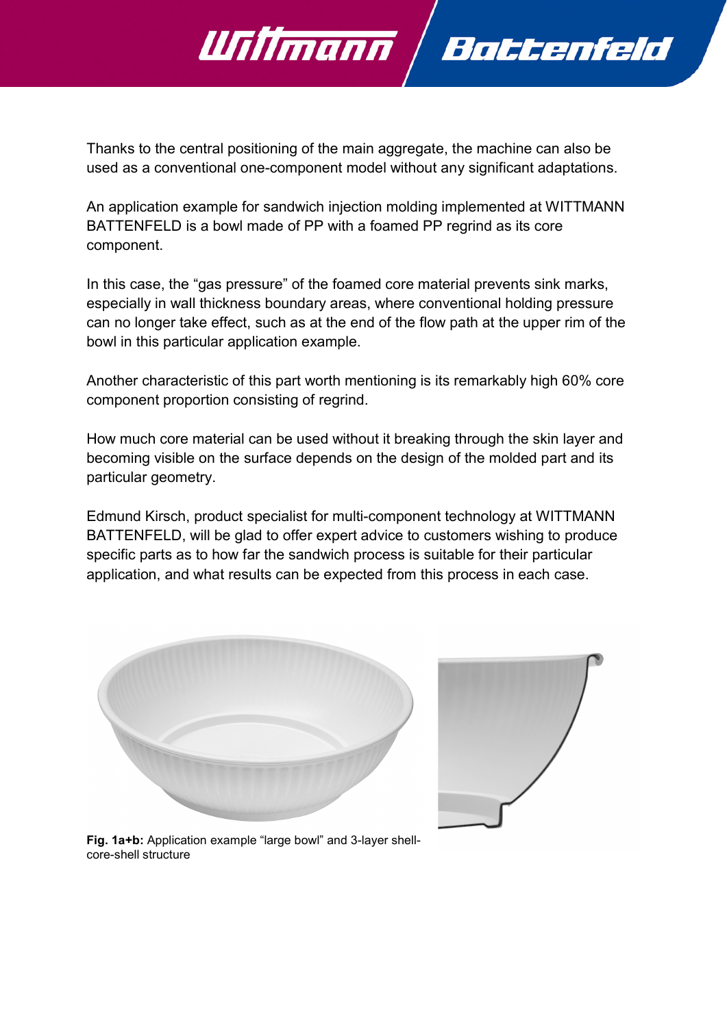Thanks to the central positioning of the main aggregate, the machine can also be used as a conventional one-component model without any significant adaptations.

An application example for sandwich injection molding implemented at WITTMANN BATTENFELD is a bowl made of PP with a foamed PP regrind as its core component.

In this case, the “gas pressure” of the foamed core material prevents sink marks, especially in wall thickness boundary areas, where conventional holding pressure can no longer take effect, such as at the end of the flow path at the upper rim of the bowl in this particular application example.

Another characteristic of this part worth mentioning is its remarkably high 60% core component proportion consisting of regrind.

How much core material can be used without it breaking through the skin layer and becoming visible on the surface depends on the design of the molded part and its particular geometry.

Edmund Kirsch, product specialist for multi-component technology at WITTMANN BATTENFELD, will be glad to offer expert advice to customers wishing to produce specific parts as to how far the sandwich process is suitable for their particular application, and what results can be expected from this process in each case.

**Fig. 1a+b:** Application example “large bowl” and 3-layer shell-core-shell structure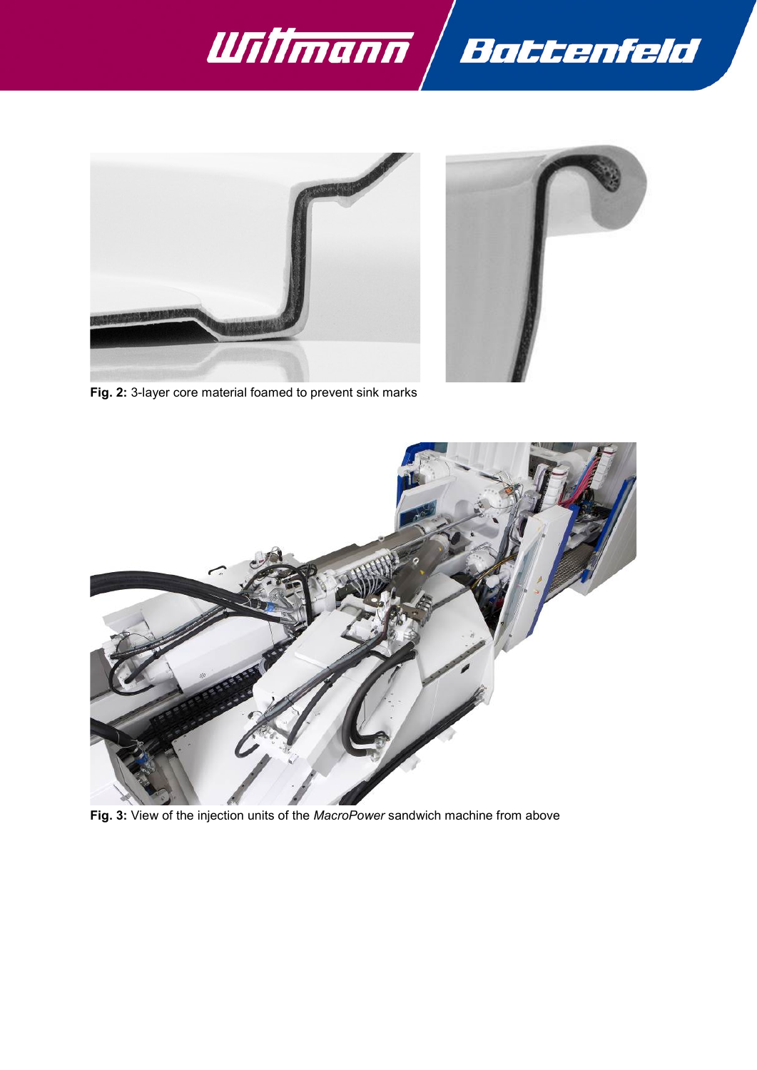**Fig. 2:** 3-layer core material foamed to prevent sink marks

**Fig. 3:** View of the injection units of the *MacroPower* sandwich machine from above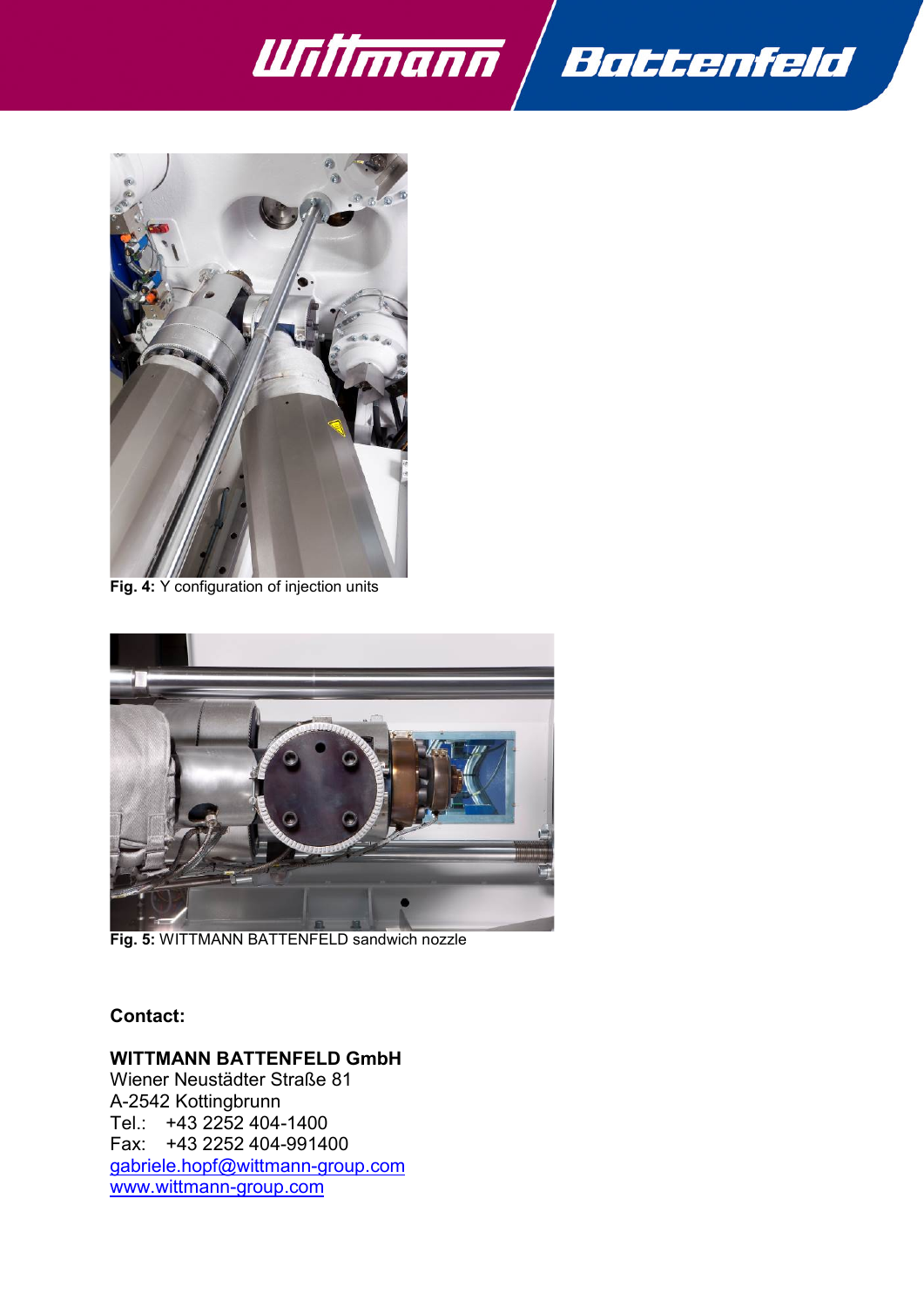**Fig. 4:** Y configuration of injection units

**Fig. 5:** WITTMANN BATTENFELD sandwich nozzle

**Contact:**

**WITTMANN BATTENFELD GmbH**
Wiener Neustädter Straße 81
A-2542 Kottingbrunn
Tel.: +43 2252 404-1400
Fax: +43 2252 404-991400
gabriele.hopf@wittmann-group.com
www.wittmann-group.com